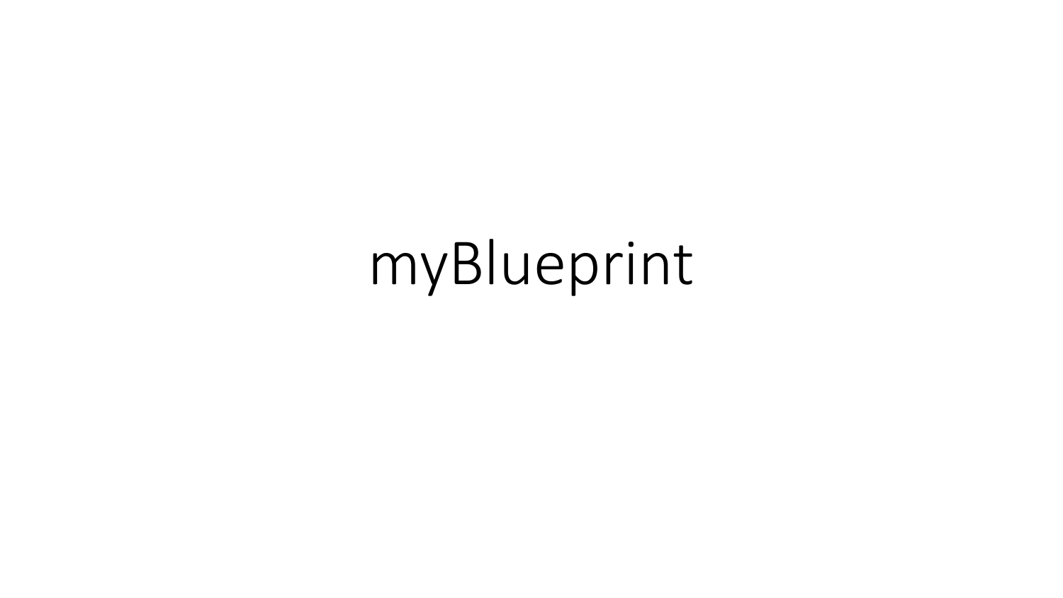# myBlueprint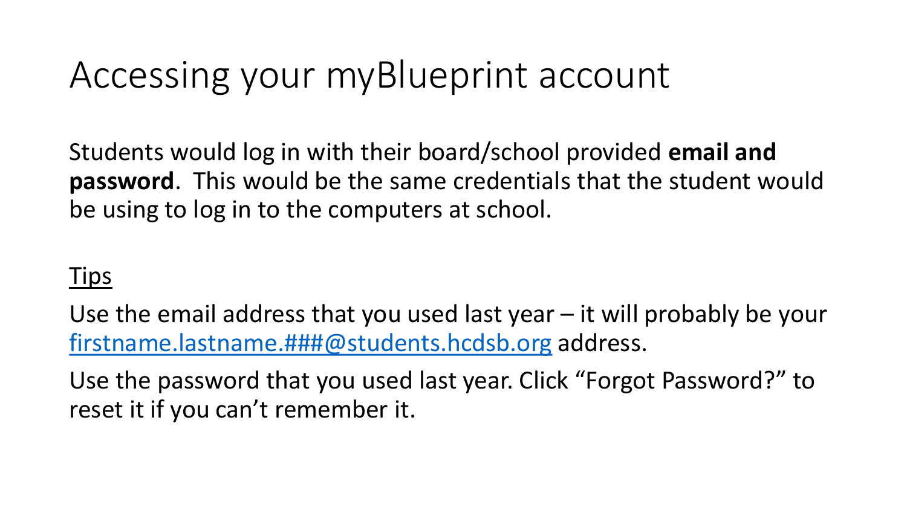# Accessing your myBlueprint account

Students would log in with their board/school provided **email and password**. This would be the same credentials that the student would be using to log in to the computers at school.

<u>Tips</u>

Use the email address that you used last year – it will probably be your firstname.lastname.###@students.hcdsb.org address.

Use the password that you used last year. Click "Forgot Password?" to reset it if you can't remember it.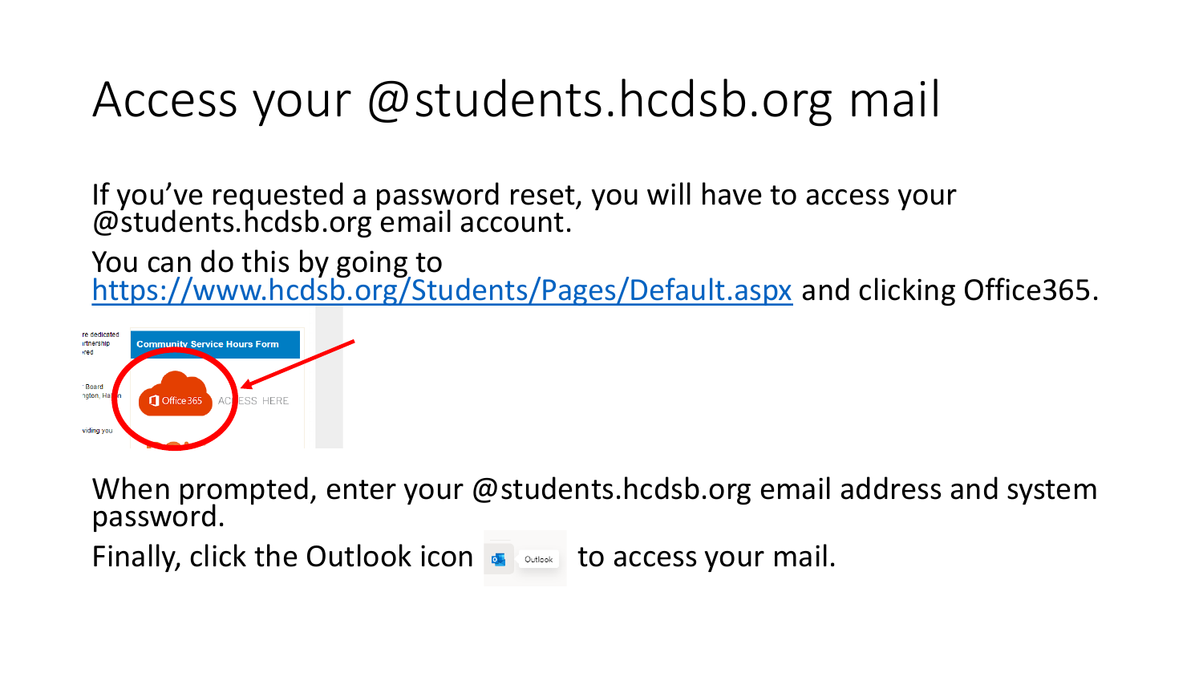# Access your @students.hcdsb.org mail

If you've requested a password reset, you will have to access your @students.hcdsb.org email account.

You can do this by going to https://www.hcdsb.org/Students/Pages/Default.aspx and clicking Office365.

When prompted, enter your @students.hcdsb.org email address and system password.

Finally, click the Outlook icon to access your mail.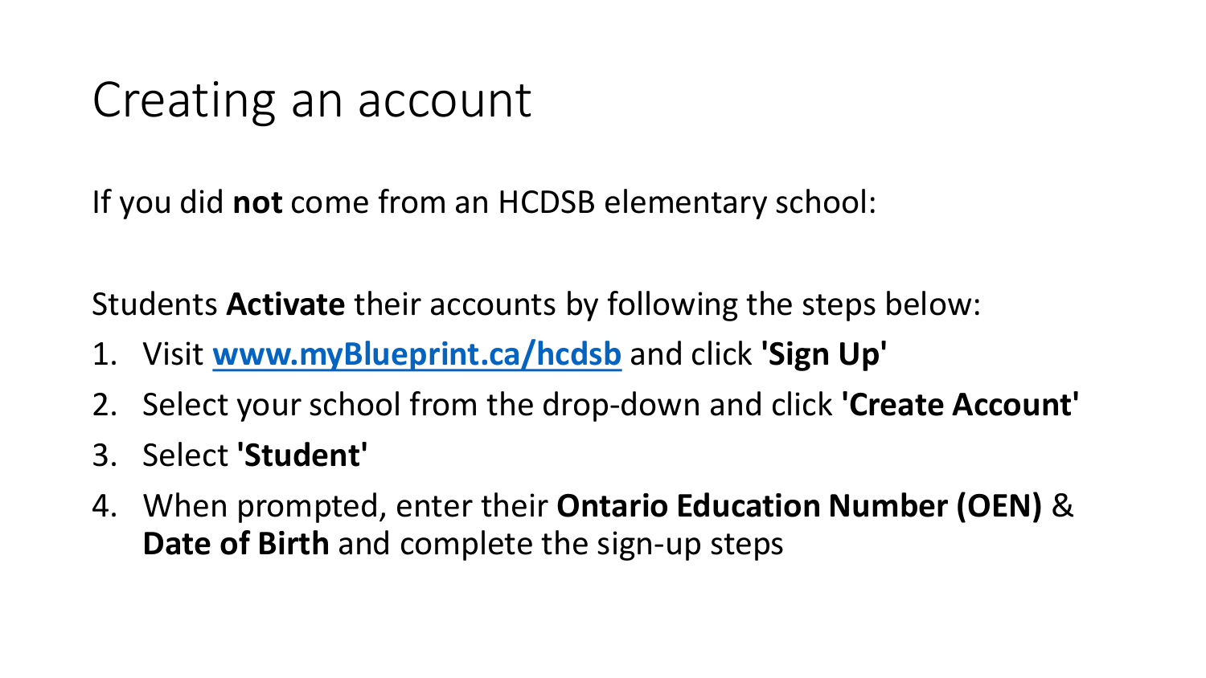# Creating an account

If you did **not** come from an HCDSB elementary school:

Students **Activate** their accounts by following the steps below:

1. Visit **[www.myBlueprint.ca/hcdsb](http://www.myBlueprint.ca/hcdsb)** and click **'Sign Up'**
2. Select your school from the drop-down and click **'Create Account'**
3. Select **'Student'**
4. When prompted, enter their **Ontario Education Number (OEN)** & **Date of Birth** and complete the sign-up steps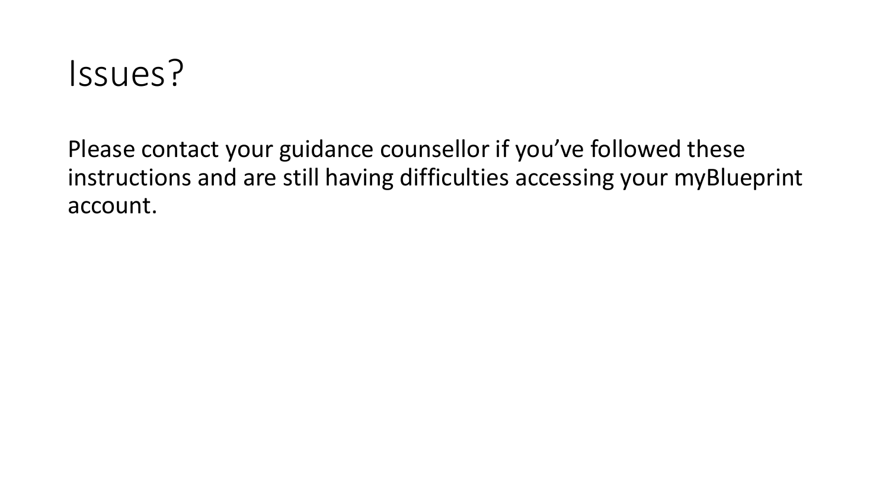# Issues?

Please contact your guidance counsellor if you've followed these instructions and are still having difficulties accessing your myBlueprint account.